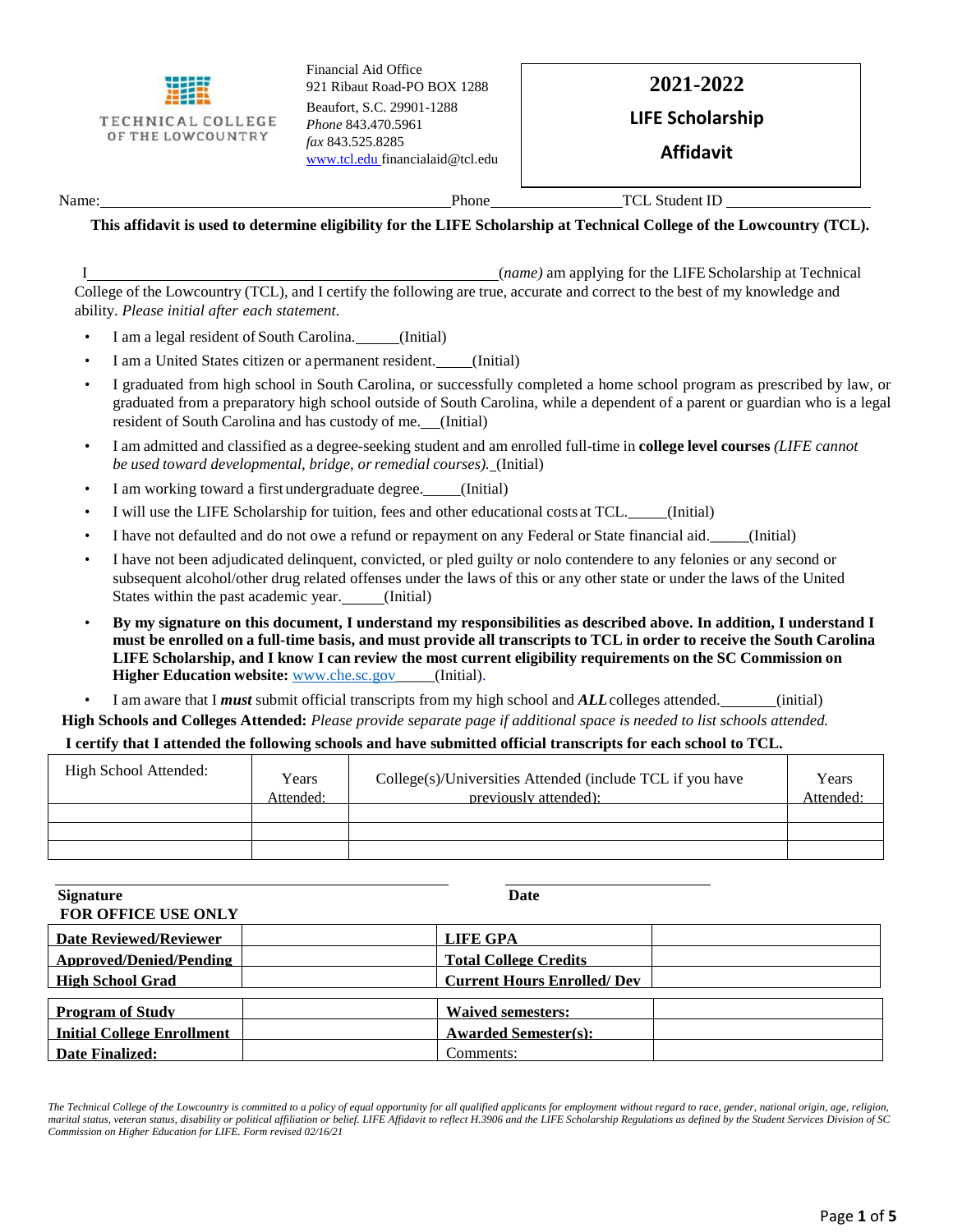TECHNICAL COLLEGE OF THE LOWCOUNTRY

Financial Aid Office
921 Ribaut Road-PO BOX 1288
Beaufort, S.C. 29901-1288
*Phone* 843.470.5961
*fax* 843.525.8285
www.tcl.edu financialaid@tcl.edu

# 2021-2022 LIFE Scholarship Affidavit

Name:\_\_\_\_\_\_\_\_\_\_\_\_\_\_\_\_\_\_\_\_\_\_\_\_\_\_\_\_\_\_\_\_\_\_\_\_\_\_\_\_\_ Phone\_\_\_\_\_\_\_\_\_\_\_\_\_\_\_\_ TCL Student ID \_\_\_\_\_\_\_\_\_\_\_\_\_\_\_\_\_

**This affidavit is used to determine eligibility for the LIFE Scholarship at Technical College of the Lowcountry (TCL).**

I\_\_\_\_\_\_\_\_\_\_\_\_\_\_\_\_\_\_\_\_\_\_\_\_\_\_\_\_\_\_\_\_\_\_\_\_\_\_\_\_\_\_\_\_\_\_\_\_(*name)* am applying for the LIFE Scholarship at Technical College of the Lowcountry (TCL), and I certify the following are true, accurate and correct to the best of my knowledge and ability. *Please initial after each statement.*

- I am a legal resident of South Carolina.\_\_\_\_\_\_(Initial)
- I am a United States citizen or a permanent resident.\_\_\_\_\_(Initial)
- I graduated from high school in South Carolina, or successfully completed a home school program as prescribed by law, or graduated from a preparatory high school outside of South Carolina, while a dependent of a parent or guardian who is a legal resident of South Carolina and has custody of me.\_\_\_(Initial)
- I am admitted and classified as a degree-seeking student and am enrolled full-time in **college level courses** *(LIFE cannot be used toward developmental, bridge, or remedial courses).*\_(Initial)
- I am working toward a first undergraduate degree.\_\_\_\_\_(Initial)
- I will use the LIFE Scholarship for tuition, fees and other educational costs at TCL.\_\_\_\_\_(Initial)
- I have not defaulted and do not owe a refund or repayment on any Federal or State financial aid.\_\_\_\_\_(Initial)
- I have not been adjudicated delinquent, convicted, or pled guilty or nolo contendere to any felonies or any second or subsequent alcohol/other drug related offenses under the laws of this or any other state or under the laws of the United States within the past academic year.\_\_\_\_\_\_(Initial)
- **By my signature on this document, I understand my responsibilities as described above. In addition, I understand I must be enrolled on a full-time basis, and must provide all transcripts to TCL in order to receive the South Carolina LIFE Scholarship, and I know I can review the most current eligibility requirements on the SC Commission on Higher Education website:** www.che.sc.gov\_\_\_\_\_(Initial).
- I am aware that I ***must*** submit official transcripts from my high school and ***ALL*** colleges attended.\_\_\_\_\_\_\_\_(initial)

**High Schools and Colleges Attended:** *Please provide separate page if additional space is needed to list schools attended.*

**I certify that I attended the following schools and have submitted official transcripts for each school to TCL.**

| High School Attended: | Years Attended: | College(s)/Universities Attended (include TCL if you have previously attended): | Years Attended: |
|---|---|---|---|
| | | | |
| | | | |
| | | | |

**Signature** \_\_\_\_\_\_\_\_\_\_\_\_\_\_\_\_\_\_\_\_\_\_\_\_\_\_\_\_\_\_\_\_\_\_\_\_\_ **Date** \_\_\_\_\_\_\_\_\_\_\_\_\_\_\_\_\_\_\_\_\_

**FOR OFFICE USE ONLY**

| **Date Reviewed/Reviewer** | | **LIFE GPA** | |
|---|---|---|---|
| **Approved/Denied/Pending** | | **Total College Credits** | |
| **High School Grad** | | **Current Hours Enrolled/ Dev** | |

| **Program of Study** | | **Waived semesters:** | |
|---|---|---|---|
| **Initial College Enrollment** | | **Awarded Semester(s):** | |
| **Date Finalized:** | | Comments: | |

*The Technical College of the Lowcountry is committed to a policy of equal opportunity for all qualified applicants for employment without regard to race, gender, national origin, age, religion, marital status, veteran status, disability or political affiliation or belief. LIFE Affidavit to reflect H.3906 and the LIFE Scholarship Regulations as defined by the Student Services Division of SC Commission on Higher Education for LIFE. Form revised 02/16/21*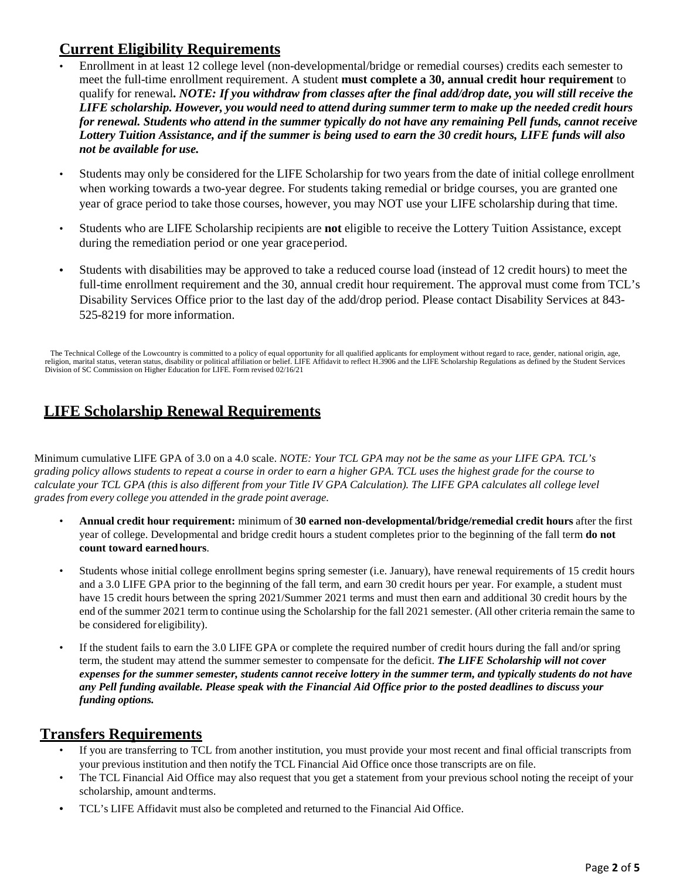## Current Eligibility Requirements

- Enrollment in at least 12 college level (non-developmental/bridge or remedial courses) credits each semester to meet the full-time enrollment requirement. A student **must complete a 30, annual credit hour requirement** to qualify for renewal**.** ***NOTE: If you withdraw from classes after the final add/drop date, you will still receive the LIFE scholarship. However, you would need to attend during summer term to make up the needed credit hours for renewal. Students who attend in the summer typically do not have any remaining Pell funds, cannot receive Lottery Tuition Assistance, and if the summer is being used to earn the 30 credit hours, LIFE funds will also not be available for use.***
- Students may only be considered for the LIFE Scholarship for two years from the date of initial college enrollment when working towards a two-year degree. For students taking remedial or bridge courses, you are granted one year of grace period to take those courses, however, you may NOT use your LIFE scholarship during that time.
- Students who are LIFE Scholarship recipients are **not** eligible to receive the Lottery Tuition Assistance, except during the remediation period or one year grace period.
- Students with disabilities may be approved to take a reduced course load (instead of 12 credit hours) to meet the full-time enrollment requirement and the 30, annual credit hour requirement. The approval must come from TCL's Disability Services Office prior to the last day of the add/drop period. Please contact Disability Services at 843-525-8219 for more information.

The Technical College of the Lowcountry is committed to a policy of equal opportunity for all qualified applicants for employment without regard to race, gender, national origin, age, religion, marital status, veteran status, disability or political affiliation or belief. LIFE Affidavit to reflect H.3906 and the LIFE Scholarship Regulations as defined by the Student Services Division of SC Commission on Higher Education for LIFE. Form revised 02/16/21

## LIFE Scholarship Renewal Requirements

Minimum cumulative LIFE GPA of 3.0 on a 4.0 scale. *NOTE: Your TCL GPA may not be the same as your LIFE GPA. TCL's grading policy allows students to repeat a course in order to earn a higher GPA. TCL uses the highest grade for the course to calculate your TCL GPA (this is also different from your Title IV GPA Calculation). The LIFE GPA calculates all college level grades from every college you attended in the grade point average.*

- **Annual credit hour requirement:** minimum of **30 earned non-developmental/bridge/remedial credit hours** after the first year of college. Developmental and bridge credit hours a student completes prior to the beginning of the fall term **do not count toward earned hours**.
- Students whose initial college enrollment begins spring semester (i.e. January), have renewal requirements of 15 credit hours and a 3.0 LIFE GPA prior to the beginning of the fall term, and earn 30 credit hours per year. For example, a student must have 15 credit hours between the spring 2021/Summer 2021 terms and must then earn and additional 30 credit hours by the end of the summer 2021 term to continue using the Scholarship for the fall 2021 semester. (All other criteria remain the same to be considered for eligibility).
- If the student fails to earn the 3.0 LIFE GPA or complete the required number of credit hours during the fall and/or spring term, the student may attend the summer semester to compensate for the deficit. ***The LIFE Scholarship will not cover expenses for the summer semester, students cannot receive lottery in the summer term, and typically students do not have any Pell funding available. Please speak with the Financial Aid Office prior to the posted deadlines to discuss your funding options.***

## Transfers Requirements

- If you are transferring to TCL from another institution, you must provide your most recent and final official transcripts from your previous institution and then notify the TCL Financial Aid Office once those transcripts are on file.
- The TCL Financial Aid Office may also request that you get a statement from your previous school noting the receipt of your scholarship, amount and terms.
- TCL's LIFE Affidavit must also be completed and returned to the Financial Aid Office.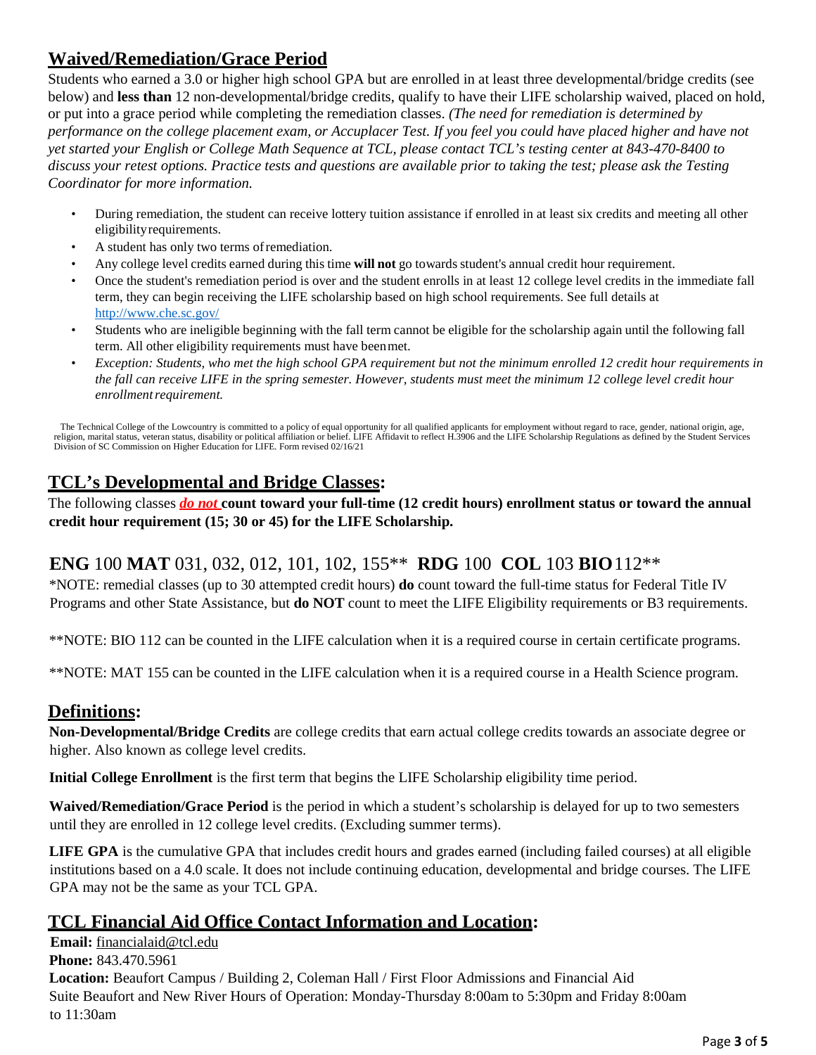## Waived/Remediation/Grace Period

Students who earned a 3.0 or higher high school GPA but are enrolled in at least three developmental/bridge credits (see below) and **less than** 12 non-developmental/bridge credits, qualify to have their LIFE scholarship waived, placed on hold, or put into a grace period while completing the remediation classes. *(The need for remediation is determined by performance on the college placement exam, or Accuplacer Test. If you feel you could have placed higher and have not yet started your English or College Math Sequence at TCL, please contact TCL's testing center at 843-470-8400 to discuss your retest options. Practice tests and questions are available prior to taking the test; please ask the Testing Coordinator for more information.*

- During remediation, the student can receive lottery tuition assistance if enrolled in at least six credits and meeting all other eligibility requirements.
- A student has only two terms of remediation.
- Any college level credits earned during this time **will not** go towards student's annual credit hour requirement.
- Once the student's remediation period is over and the student enrolls in at least 12 college level credits in the immediate fall term, they can begin receiving the LIFE scholarship based on high school requirements. See full details at http://www.che.sc.gov/
- Students who are ineligible beginning with the fall term cannot be eligible for the scholarship again until the following fall term. All other eligibility requirements must have been met.
- *Exception: Students, who met the high school GPA requirement but not the minimum enrolled 12 credit hour requirements in the fall can receive LIFE in the spring semester. However, students must meet the minimum 12 college level credit hour enrollment requirement.*

The Technical College of the Lowcountry is committed to a policy of equal opportunity for all qualified applicants for employment without regard to race, gender, national origin, age, religion, marital status, veteran status, disability or political affiliation or belief. LIFE Affidavit to reflect H.3906 and the LIFE Scholarship Regulations as defined by the Student Services Division of SC Commission on Higher Education for LIFE. Form revised 02/16/21

## TCL's Developmental and Bridge Classes:

The following classes ***do not*** **count toward your full-time (12 credit hours) enrollment status or toward the annual credit hour requirement (15; 30 or 45) for the LIFE Scholarship.**

### **ENG** 100 **MAT** 031, 032, 012, 101, 102, 155** **RDG** 100 **COL** 103 **BIO** 112**

*NOTE: remedial classes (up to 30 attempted credit hours) **do** count toward the full-time status for Federal Title IV Programs and other State Assistance, but **do NOT** count to meet the LIFE Eligibility requirements or B3 requirements.

**NOTE: BIO 112 can be counted in the LIFE calculation when it is a required course in certain certificate programs.

**NOTE: MAT 155 can be counted in the LIFE calculation when it is a required course in a Health Science program.

## Definitions:

**Non-Developmental/Bridge Credits** are college credits that earn actual college credits towards an associate degree or higher. Also known as college level credits.

**Initial College Enrollment** is the first term that begins the LIFE Scholarship eligibility time period.

**Waived/Remediation/Grace Period** is the period in which a student's scholarship is delayed for up to two semesters until they are enrolled in 12 college level credits. (Excluding summer terms).

**LIFE GPA** is the cumulative GPA that includes credit hours and grades earned (including failed courses) at all eligible institutions based on a 4.0 scale. It does not include continuing education, developmental and bridge courses. The LIFE GPA may not be the same as your TCL GPA.

## TCL Financial Aid Office Contact Information and Location:

**Email:** financialaid@tcl.edu
**Phone:** 843.470.5961
**Location:** Beaufort Campus / Building 2, Coleman Hall / First Floor Admissions and Financial Aid Suite Beaufort and New River Hours of Operation: Monday-Thursday 8:00am to 5:30pm and Friday 8:00am to 11:30am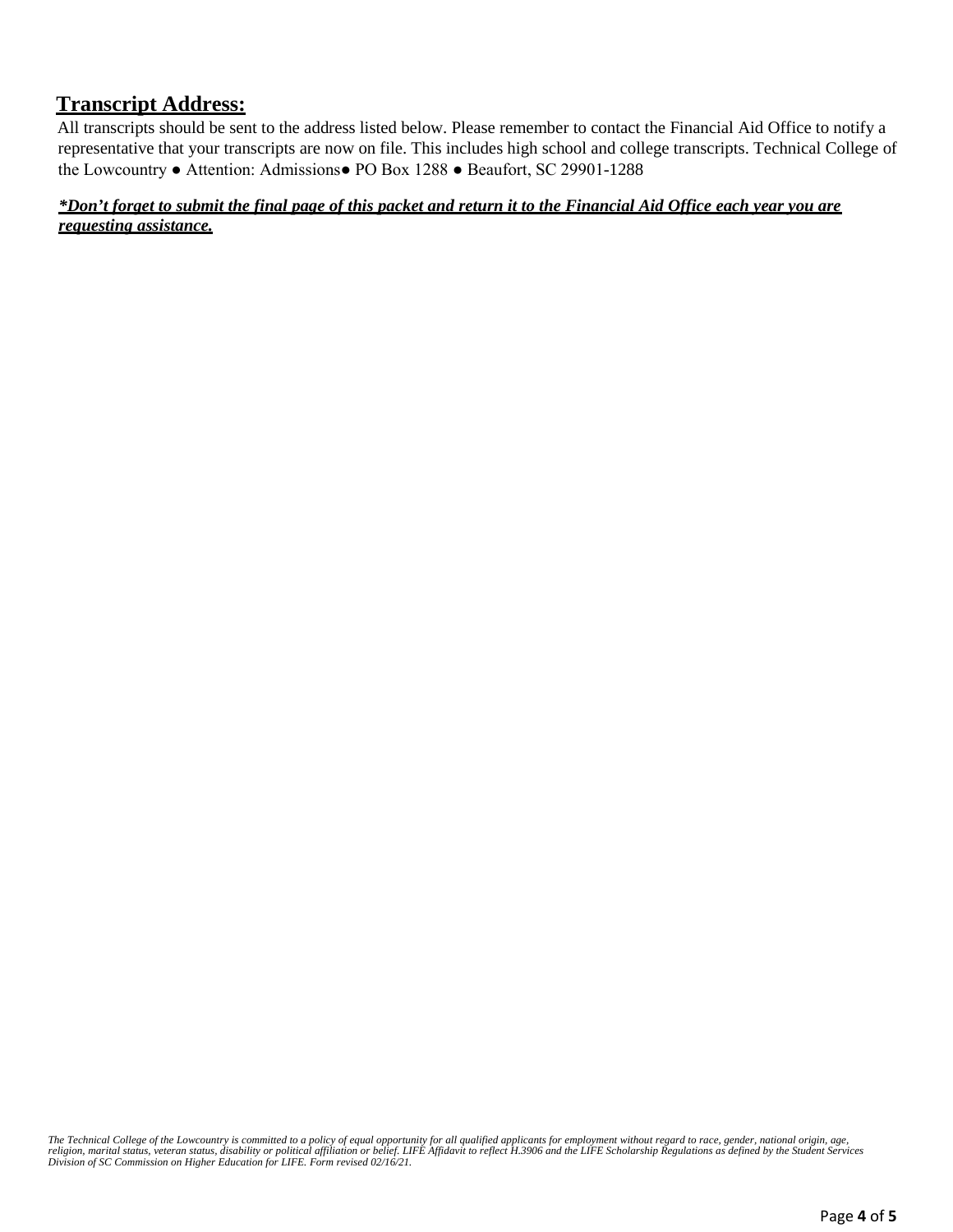## Transcript Address:

All transcripts should be sent to the address listed below. Please remember to contact the Financial Aid Office to notify a representative that your transcripts are now on file. This includes high school and college transcripts. Technical College of the Lowcountry ● Attention: Admissions● PO Box 1288 ● Beaufort, SC 29901-1288

***\*Don't forget to submit the final page of this packet and return it to the Financial Aid Office each year you are requesting assistance.***

*The Technical College of the Lowcountry is committed to a policy of equal opportunity for all qualified applicants for employment without regard to race, gender, national origin, age, religion, marital status, veteran status, disability or political affiliation or belief. LIFE Affidavit to reflect H.3906 and the LIFE Scholarship Regulations as defined by the Student Services Division of SC Commission on Higher Education for LIFE. Form revised 02/16/21.*